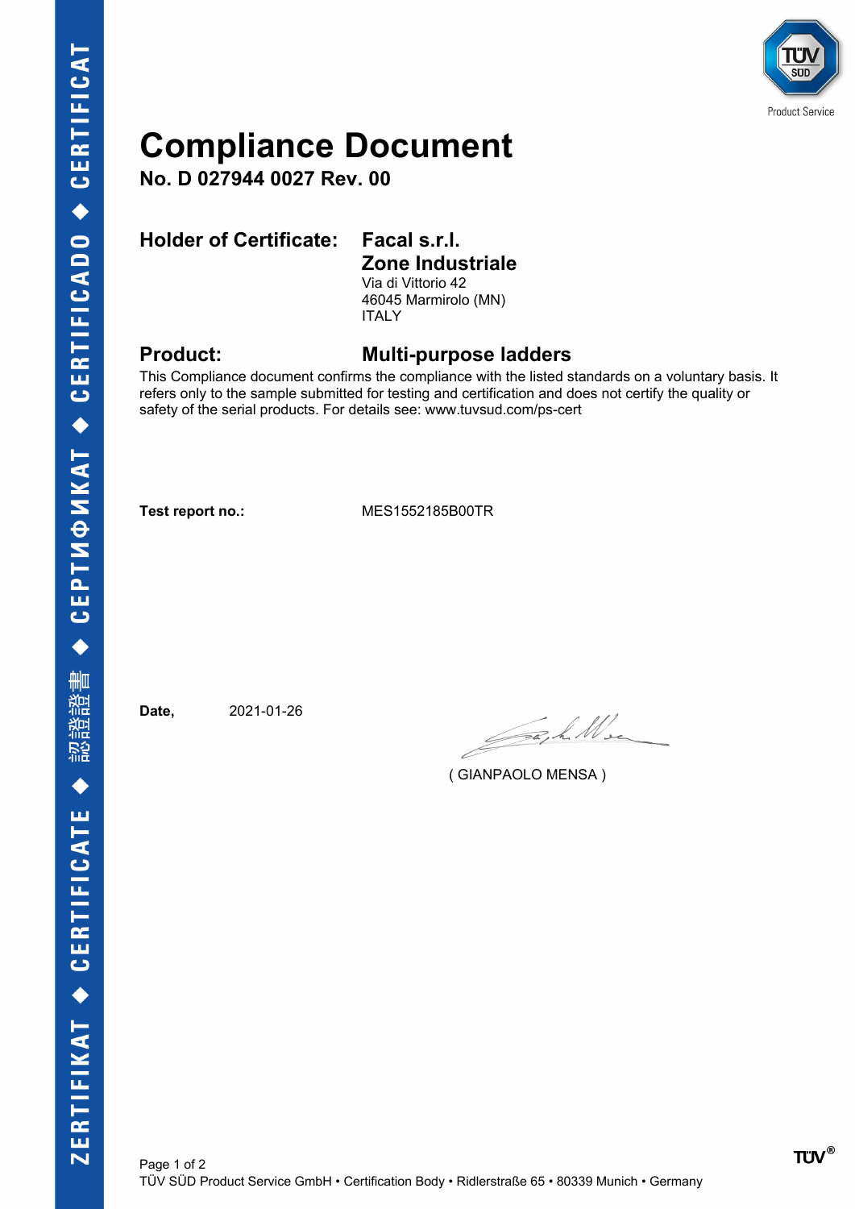# Compliance Document

**No. D 027944 0027 Rev. 00**

**Holder of Certificate:** **Facal s.r.l.**
**Zone Industriale**
Via di Vittorio 42
46045 Marmirolo (MN)
ITALY

**Product:** **Multi-purpose ladders**

This Compliance document confirms the compliance with the listed standards on a voluntary basis. It refers only to the sample submitted for testing and certification and does not certify the quality or safety of the serial products. For details see: www.tuvsud.com/ps-cert

**Test report no.:** MES1552185B00TR

**Date,** 2021-01-26

( GIANPAOLO MENSA )

TÜV SÜD Product Service GmbH • Certification Body • Ridlerstraße 65 • 80339 Munich • Germany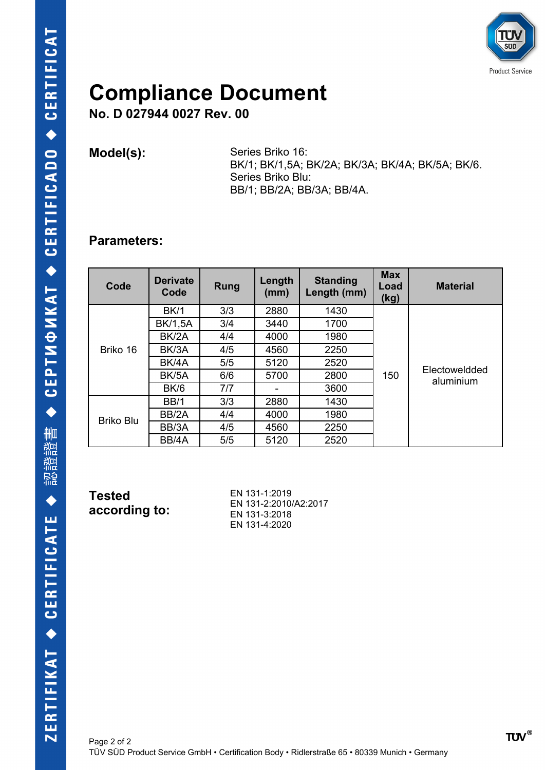# Compliance Document

**No. D 027944 0027 Rev. 00**

**Model(s):**

Series Briko 16:
BK/1; BK/1,5A; BK/2A; BK/3A; BK/4A; BK/5A; BK/6.
Series Briko Blu:
BB/1; BB/2A; BB/3A; BB/4A.

**Parameters:**

| Code | Derivate Code | Rung | Length (mm) | Standing Length (mm) | Max Load (kg) | Material |
|---|---|---|---|---|---|---|
| Briko 16 | BK/1 | 3/3 | 2880 | 1430 | 150 | Electoweldded aluminium |
| | BK/1,5A | 3/4 | 3440 | 1700 | | |
| | BK/2A | 4/4 | 4000 | 1980 | | |
| | BK/3A | 4/5 | 4560 | 2250 | | |
| | BK/4A | 5/5 | 5120 | 2520 | | |
| | BK/5A | 6/6 | 5700 | 2800 | | |
| | BK/6 | 7/7 | - | 3600 | | |
| Briko Blu | BB/1 | 3/3 | 2880 | 1430 | | |
| | BB/2A | 4/4 | 4000 | 1980 | | |
| | BB/3A | 4/5 | 4560 | 2250 | | |
| | BB/4A | 5/5 | 5120 | 2520 | | |

**Tested according to:**

EN 131-1:2019
EN 131-2:2010/A2:2017
EN 131-3:2018
EN 131-4:2020

TÜV SÜD Product Service GmbH • Certification Body • Ridlerstraße 65 • 80339 Munich • Germany